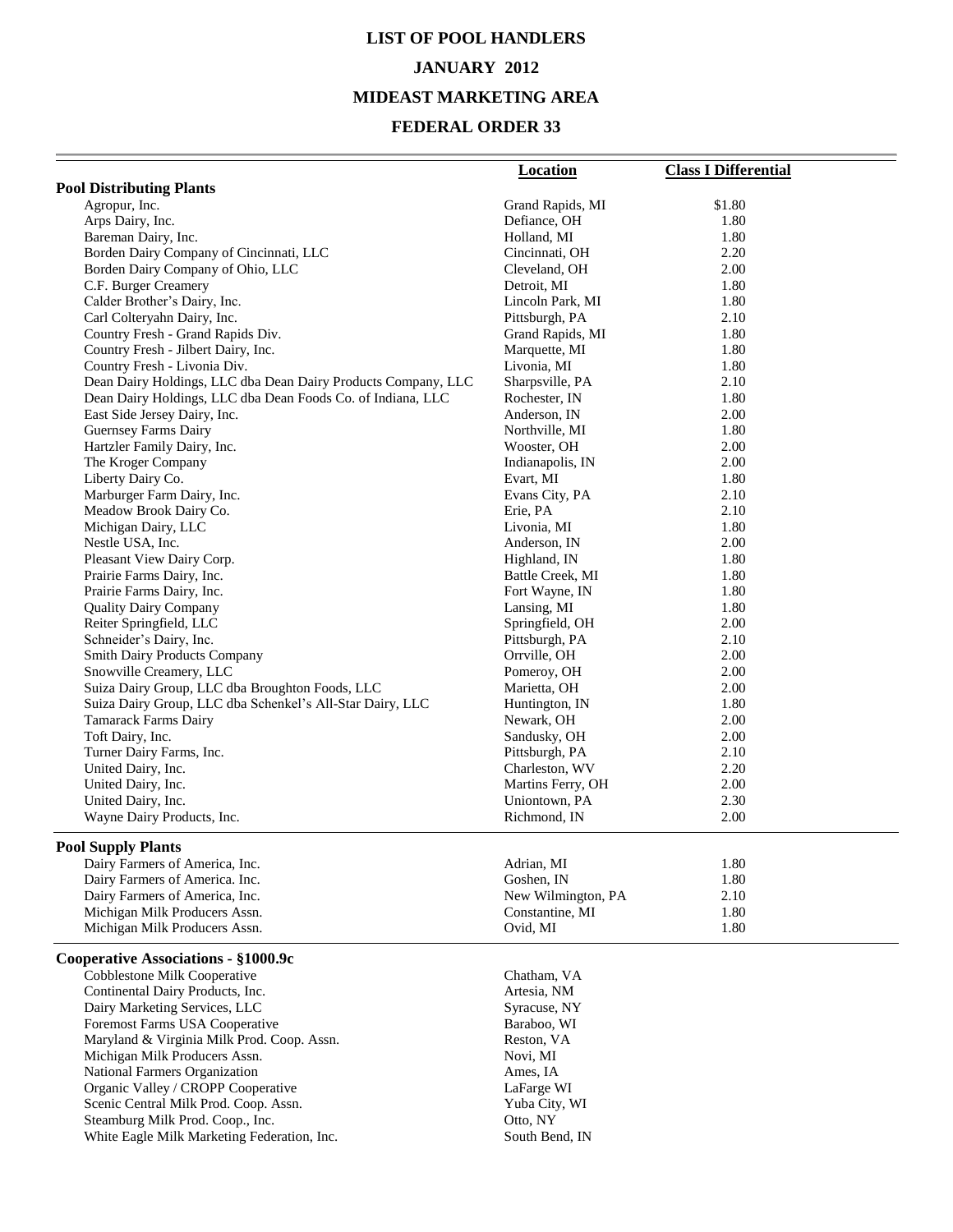# LIST OF POOL HANDLERS

## JANUARY 2012

## MIDEAST MARKETING AREA

## FEDERAL ORDER 33

| | Location | Class I Differential |
|---|---|---|
| **Pool Distributing Plants** | | |
| Agropur, Inc. | Grand Rapids, MI | $1.80 |
| Arps Dairy, Inc. | Defiance, OH | 1.80 |
| Bareman Dairy, Inc. | Holland, MI | 1.80 |
| Borden Dairy Company of Cincinnati, LLC | Cincinnati, OH | 2.20 |
| Borden Dairy Company of Ohio, LLC | Cleveland, OH | 2.00 |
| C.F. Burger Creamery | Detroit, MI | 1.80 |
| Calder Brother's Dairy, Inc. | Lincoln Park, MI | 1.80 |
| Carl Colteryahn Dairy, Inc. | Pittsburgh, PA | 2.10 |
| Country Fresh - Grand Rapids Div. | Grand Rapids, MI | 1.80 |
| Country Fresh - Jilbert Dairy, Inc. | Marquette, MI | 1.80 |
| Country Fresh - Livonia Div. | Livonia, MI | 1.80 |
| Dean Dairy Holdings, LLC dba Dean Dairy Products Company, LLC | Sharpsville, PA | 2.10 |
| Dean Dairy Holdings, LLC dba Dean Foods Co. of Indiana, LLC | Rochester, IN | 1.80 |
| East Side Jersey Dairy, Inc. | Anderson, IN | 2.00 |
| Guernsey Farms Dairy | Northville, MI | 1.80 |
| Hartzler Family Dairy, Inc. | Wooster, OH | 2.00 |
| The Kroger Company | Indianapolis, IN | 2.00 |
| Liberty Dairy Co. | Evart, MI | 1.80 |
| Marburger Farm Dairy, Inc. | Evans City, PA | 2.10 |
| Meadow Brook Dairy Co. | Erie, PA | 2.10 |
| Michigan Dairy, LLC | Livonia, MI | 1.80 |
| Nestle USA, Inc. | Anderson, IN | 2.00 |
| Pleasant View Dairy Corp. | Highland, IN | 1.80 |
| Prairie Farms Dairy, Inc. | Battle Creek, MI | 1.80 |
| Prairie Farms Dairy, Inc. | Fort Wayne, IN | 1.80 |
| Quality Dairy Company | Lansing, MI | 1.80 |
| Reiter Springfield, LLC | Springfield, OH | 2.00 |
| Schneider's Dairy, Inc. | Pittsburgh, PA | 2.10 |
| Smith Dairy Products Company | Orrville, OH | 2.00 |
| Snowville Creamery, LLC | Pomeroy, OH | 2.00 |
| Suiza Dairy Group, LLC dba Broughton Foods, LLC | Marietta, OH | 2.00 |
| Suiza Dairy Group, LLC dba Schenkel's All-Star Dairy, LLC | Huntington, IN | 1.80 |
| Tamarack Farms Dairy | Newark, OH | 2.00 |
| Toft Dairy, Inc. | Sandusky, OH | 2.00 |
| Turner Dairy Farms, Inc. | Pittsburgh, PA | 2.10 |
| United Dairy, Inc. | Charleston, WV | 2.20 |
| United Dairy, Inc. | Martins Ferry, OH | 2.00 |
| United Dairy, Inc. | Uniontown, PA | 2.30 |
| Wayne Dairy Products, Inc. | Richmond, IN | 2.00 |
| **Pool Supply Plants** | | |
| Dairy Farmers of America, Inc. | Adrian, MI | 1.80 |
| Dairy Farmers of America. Inc. | Goshen, IN | 1.80 |
| Dairy Farmers of America, Inc. | New Wilmington, PA | 2.10 |
| Michigan Milk Producers Assn. | Constantine, MI | 1.80 |
| Michigan Milk Producers Assn. | Ovid, MI | 1.80 |
| **Cooperative Associations - §1000.9c** | | |
| Cobblestone Milk Cooperative | Chatham, VA | |
| Continental Dairy Products, Inc. | Artesia, NM | |
| Dairy Marketing Services, LLC | Syracuse, NY | |
| Foremost Farms USA Cooperative | Baraboo, WI | |
| Maryland & Virginia Milk Prod. Coop. Assn. | Reston, VA | |
| Michigan Milk Producers Assn. | Novi, MI | |
| National Farmers Organization | Ames, IA | |
| Organic Valley / CROPP Cooperative | LaFarge WI | |
| Scenic Central Milk Prod. Coop. Assn. | Yuba City, WI | |
| Steamburg Milk Prod. Coop., Inc. | Otto, NY | |
| White Eagle Milk Marketing Federation, Inc. | South Bend, IN | |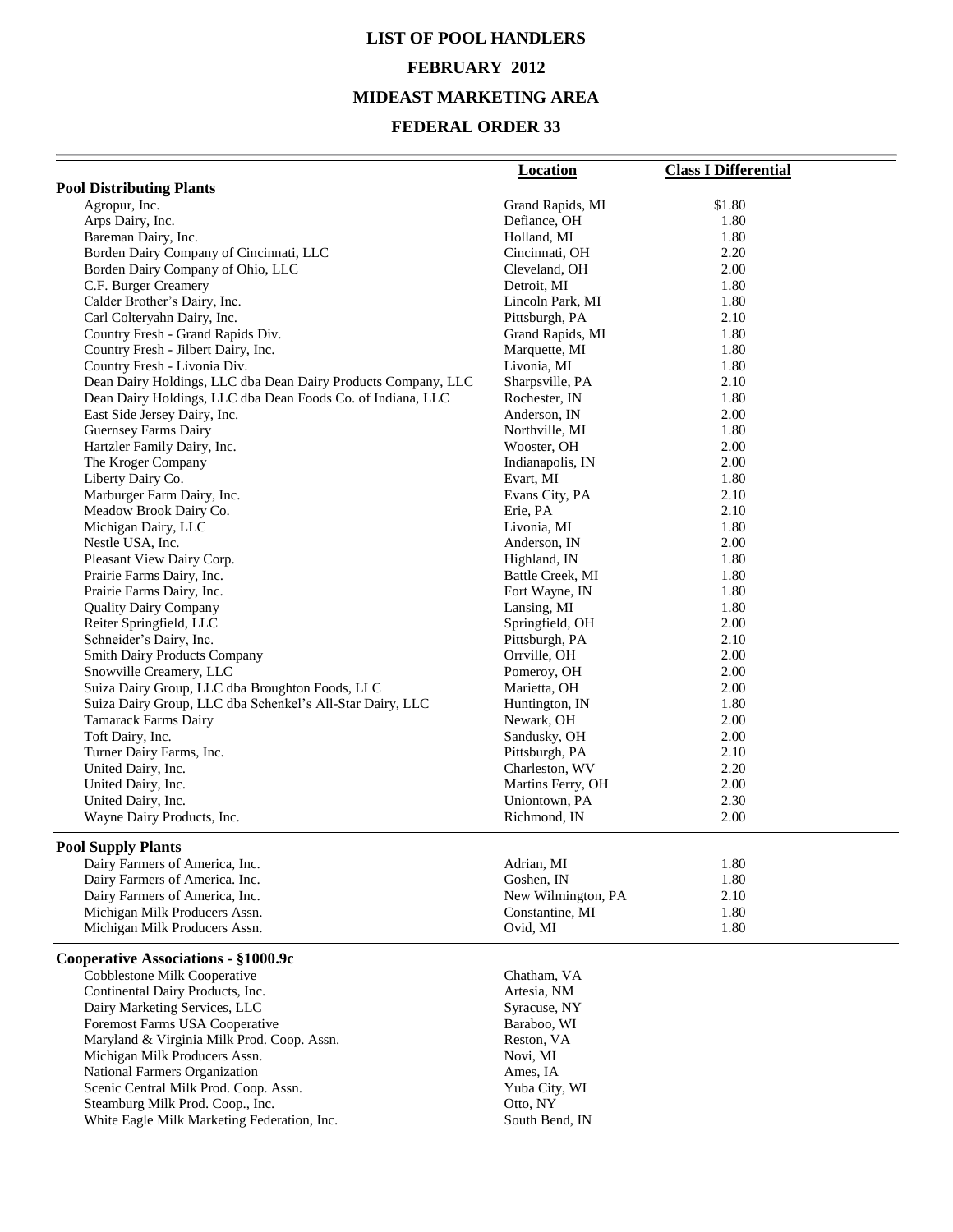# LIST OF POOL HANDLERS

## FEBRUARY 2012

## MIDEAST MARKETING AREA

## FEDERAL ORDER 33

| | Location | Class I Differential |
|---|---|---|
| **Pool Distributing Plants** | | |
| Agropur, Inc. | Grand Rapids, MI | $1.80 |
| Arps Dairy, Inc. | Defiance, OH | 1.80 |
| Bareman Dairy, Inc. | Holland, MI | 1.80 |
| Borden Dairy Company of Cincinnati, LLC | Cincinnati, OH | 2.20 |
| Borden Dairy Company of Ohio, LLC | Cleveland, OH | 2.00 |
| C.F. Burger Creamery | Detroit, MI | 1.80 |
| Calder Brother's Dairy, Inc. | Lincoln Park, MI | 1.80 |
| Carl Colteryahn Dairy, Inc. | Pittsburgh, PA | 2.10 |
| Country Fresh - Grand Rapids Div. | Grand Rapids, MI | 1.80 |
| Country Fresh - Jilbert Dairy, Inc. | Marquette, MI | 1.80 |
| Country Fresh - Livonia Div. | Livonia, MI | 1.80 |
| Dean Dairy Holdings, LLC dba Dean Dairy Products Company, LLC | Sharpsville, PA | 2.10 |
| Dean Dairy Holdings, LLC dba Dean Foods Co. of Indiana, LLC | Rochester, IN | 1.80 |
| East Side Jersey Dairy, Inc. | Anderson, IN | 2.00 |
| Guernsey Farms Dairy | Northville, MI | 1.80 |
| Hartzler Family Dairy, Inc. | Wooster, OH | 2.00 |
| The Kroger Company | Indianapolis, IN | 2.00 |
| Liberty Dairy Co. | Evart, MI | 1.80 |
| Marburger Farm Dairy, Inc. | Evans City, PA | 2.10 |
| Meadow Brook Dairy Co. | Erie, PA | 2.10 |
| Michigan Dairy, LLC | Livonia, MI | 1.80 |
| Nestle USA, Inc. | Anderson, IN | 2.00 |
| Pleasant View Dairy Corp. | Highland, IN | 1.80 |
| Prairie Farms Dairy, Inc. | Battle Creek, MI | 1.80 |
| Prairie Farms Dairy, Inc. | Fort Wayne, IN | 1.80 |
| Quality Dairy Company | Lansing, MI | 1.80 |
| Reiter Springfield, LLC | Springfield, OH | 2.00 |
| Schneider's Dairy, Inc. | Pittsburgh, PA | 2.10 |
| Smith Dairy Products Company | Orrville, OH | 2.00 |
| Snowville Creamery, LLC | Pomeroy, OH | 2.00 |
| Suiza Dairy Group, LLC dba Broughton Foods, LLC | Marietta, OH | 2.00 |
| Suiza Dairy Group, LLC dba Schenkel's All-Star Dairy, LLC | Huntington, IN | 1.80 |
| Tamarack Farms Dairy | Newark, OH | 2.00 |
| Toft Dairy, Inc. | Sandusky, OH | 2.00 |
| Turner Dairy Farms, Inc. | Pittsburgh, PA | 2.10 |
| United Dairy, Inc. | Charleston, WV | 2.20 |
| United Dairy, Inc. | Martins Ferry, OH | 2.00 |
| United Dairy, Inc. | Uniontown, PA | 2.30 |
| Wayne Dairy Products, Inc. | Richmond, IN | 2.00 |
| **Pool Supply Plants** | | |
| Dairy Farmers of America, Inc. | Adrian, MI | 1.80 |
| Dairy Farmers of America. Inc. | Goshen, IN | 1.80 |
| Dairy Farmers of America, Inc. | New Wilmington, PA | 2.10 |
| Michigan Milk Producers Assn. | Constantine, MI | 1.80 |
| Michigan Milk Producers Assn. | Ovid, MI | 1.80 |
| **Cooperative Associations - §1000.9c** | | |
| Cobblestone Milk Cooperative | Chatham, VA | |
| Continental Dairy Products, Inc. | Artesia, NM | |
| Dairy Marketing Services, LLC | Syracuse, NY | |
| Foremost Farms USA Cooperative | Baraboo, WI | |
| Maryland & Virginia Milk Prod. Coop. Assn. | Reston, VA | |
| Michigan Milk Producers Assn. | Novi, MI | |
| National Farmers Organization | Ames, IA | |
| Scenic Central Milk Prod. Coop. Assn. | Yuba City, WI | |
| Steamburg Milk Prod. Coop., Inc. | Otto, NY | |
| White Eagle Milk Marketing Federation, Inc. | South Bend, IN | |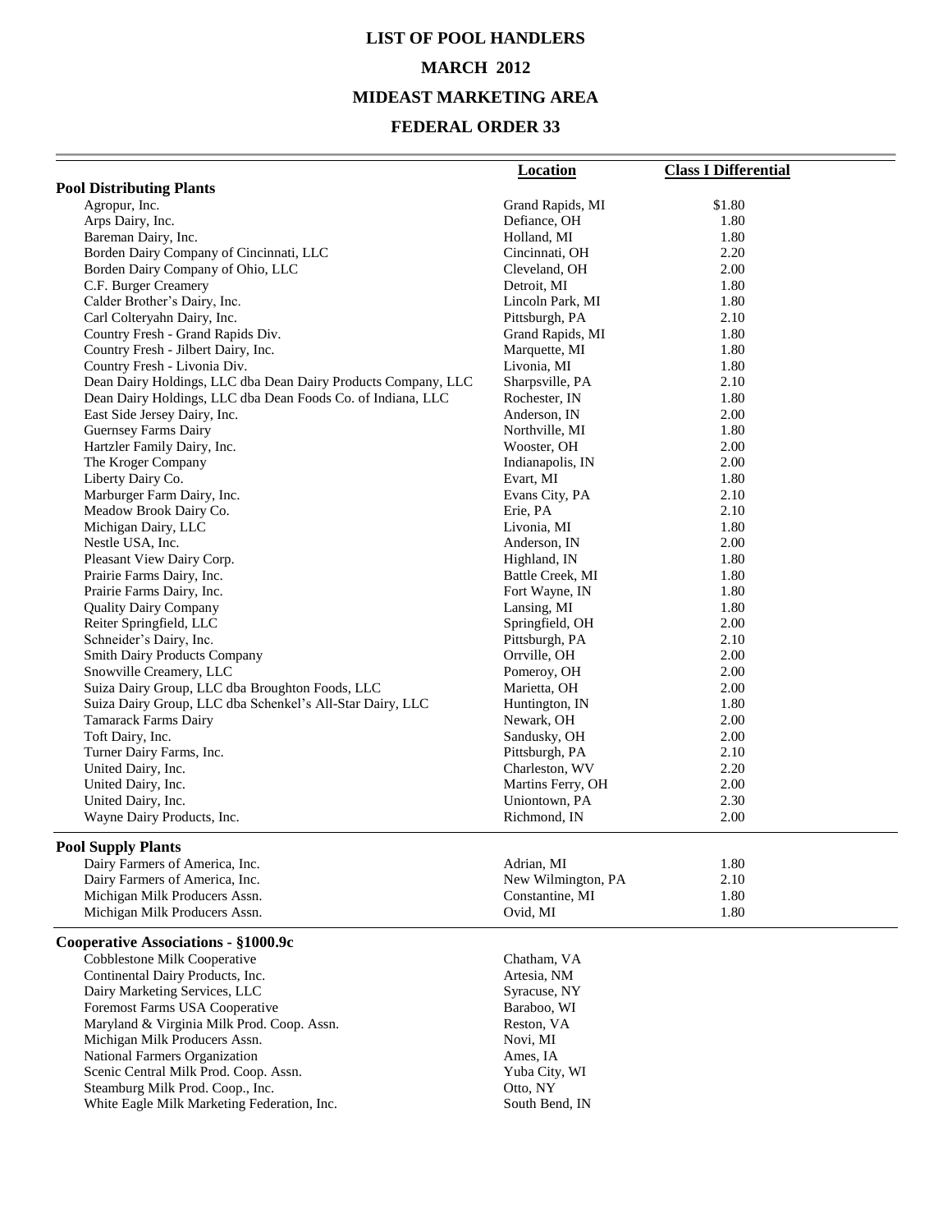# LIST OF POOL HANDLERS

## MARCH 2012

## MIDEAST MARKETING AREA

## FEDERAL ORDER 33

| | Location | Class I Differential |
|---|---|---|
| **Pool Distributing Plants** | | |
| Agropur, Inc. | Grand Rapids, MI | $1.80 |
| Arps Dairy, Inc. | Defiance, OH | 1.80 |
| Bareman Dairy, Inc. | Holland, MI | 1.80 |
| Borden Dairy Company of Cincinnati, LLC | Cincinnati, OH | 2.20 |
| Borden Dairy Company of Ohio, LLC | Cleveland, OH | 2.00 |
| C.F. Burger Creamery | Detroit, MI | 1.80 |
| Calder Brother's Dairy, Inc. | Lincoln Park, MI | 1.80 |
| Carl Colteryahn Dairy, Inc. | Pittsburgh, PA | 2.10 |
| Country Fresh - Grand Rapids Div. | Grand Rapids, MI | 1.80 |
| Country Fresh - Jilbert Dairy, Inc. | Marquette, MI | 1.80 |
| Country Fresh - Livonia Div. | Livonia, MI | 1.80 |
| Dean Dairy Holdings, LLC dba Dean Dairy Products Company, LLC | Sharpsville, PA | 2.10 |
| Dean Dairy Holdings, LLC dba Dean Foods Co. of Indiana, LLC | Rochester, IN | 1.80 |
| East Side Jersey Dairy, Inc. | Anderson, IN | 2.00 |
| Guernsey Farms Dairy | Northville, MI | 1.80 |
| Hartzler Family Dairy, Inc. | Wooster, OH | 2.00 |
| The Kroger Company | Indianapolis, IN | 2.00 |
| Liberty Dairy Co. | Evart, MI | 1.80 |
| Marburger Farm Dairy, Inc. | Evans City, PA | 2.10 |
| Meadow Brook Dairy Co. | Erie, PA | 2.10 |
| Michigan Dairy, LLC | Livonia, MI | 1.80 |
| Nestle USA, Inc. | Anderson, IN | 2.00 |
| Pleasant View Dairy Corp. | Highland, IN | 1.80 |
| Prairie Farms Dairy, Inc. | Battle Creek, MI | 1.80 |
| Prairie Farms Dairy, Inc. | Fort Wayne, IN | 1.80 |
| Quality Dairy Company | Lansing, MI | 1.80 |
| Reiter Springfield, LLC | Springfield, OH | 2.00 |
| Schneider's Dairy, Inc. | Pittsburgh, PA | 2.10 |
| Smith Dairy Products Company | Orrville, OH | 2.00 |
| Snowville Creamery, LLC | Pomeroy, OH | 2.00 |
| Suiza Dairy Group, LLC dba Broughton Foods, LLC | Marietta, OH | 2.00 |
| Suiza Dairy Group, LLC dba Schenkel's All-Star Dairy, LLC | Huntington, IN | 1.80 |
| Tamarack Farms Dairy | Newark, OH | 2.00 |
| Toft Dairy, Inc. | Sandusky, OH | 2.00 |
| Turner Dairy Farms, Inc. | Pittsburgh, PA | 2.10 |
| United Dairy, Inc. | Charleston, WV | 2.20 |
| United Dairy, Inc. | Martins Ferry, OH | 2.00 |
| United Dairy, Inc. | Uniontown, PA | 2.30 |
| Wayne Dairy Products, Inc. | Richmond, IN | 2.00 |
| **Pool Supply Plants** | | |
| Dairy Farmers of America, Inc. | Adrian, MI | 1.80 |
| Dairy Farmers of America, Inc. | New Wilmington, PA | 2.10 |
| Michigan Milk Producers Assn. | Constantine, MI | 1.80 |
| Michigan Milk Producers Assn. | Ovid, MI | 1.80 |
| **Cooperative Associations - §1000.9c** | | |
| Cobblestone Milk Cooperative | Chatham, VA | |
| Continental Dairy Products, Inc. | Artesia, NM | |
| Dairy Marketing Services, LLC | Syracuse, NY | |
| Foremost Farms USA Cooperative | Baraboo, WI | |
| Maryland & Virginia Milk Prod. Coop. Assn. | Reston, VA | |
| Michigan Milk Producers Assn. | Novi, MI | |
| National Farmers Organization | Ames, IA | |
| Scenic Central Milk Prod. Coop. Assn. | Yuba City, WI | |
| Steamburg Milk Prod. Coop., Inc. | Otto, NY | |
| White Eagle Milk Marketing Federation, Inc. | South Bend, IN | |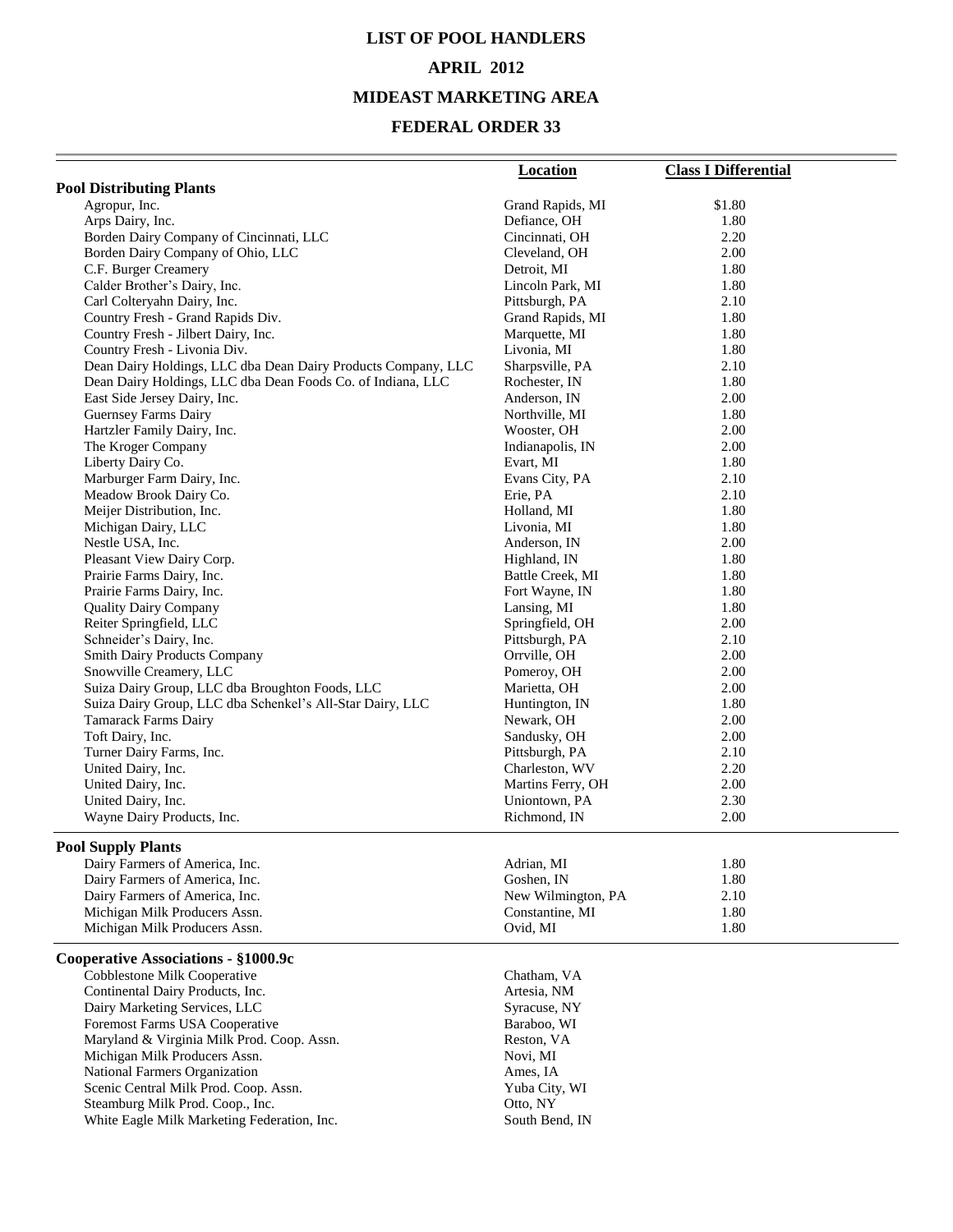# LIST OF POOL HANDLERS

## APRIL 2012

## MIDEAST MARKETING AREA

## FEDERAL ORDER 33

| | Location | Class I Differential |
|---|---|---|
| **Pool Distributing Plants** | | |
| Agropur, Inc. | Grand Rapids, MI | $1.80 |
| Arps Dairy, Inc. | Defiance, OH | 1.80 |
| Borden Dairy Company of Cincinnati, LLC | Cincinnati, OH | 2.20 |
| Borden Dairy Company of Ohio, LLC | Cleveland, OH | 2.00 |
| C.F. Burger Creamery | Detroit, MI | 1.80 |
| Calder Brother's Dairy, Inc. | Lincoln Park, MI | 1.80 |
| Carl Colteryahn Dairy, Inc. | Pittsburgh, PA | 2.10 |
| Country Fresh - Grand Rapids Div. | Grand Rapids, MI | 1.80 |
| Country Fresh - Jilbert Dairy, Inc. | Marquette, MI | 1.80 |
| Country Fresh - Livonia Div. | Livonia, MI | 1.80 |
| Dean Dairy Holdings, LLC dba Dean Dairy Products Company, LLC | Sharpsville, PA | 2.10 |
| Dean Dairy Holdings, LLC dba Dean Foods Co. of Indiana, LLC | Rochester, IN | 1.80 |
| East Side Jersey Dairy, Inc. | Anderson, IN | 2.00 |
| Guernsey Farms Dairy | Northville, MI | 1.80 |
| Hartzler Family Dairy, Inc. | Wooster, OH | 2.00 |
| The Kroger Company | Indianapolis, IN | 2.00 |
| Liberty Dairy Co. | Evart, MI | 1.80 |
| Marburger Farm Dairy, Inc. | Evans City, PA | 2.10 |
| Meadow Brook Dairy Co. | Erie, PA | 2.10 |
| Meijer Distribution, Inc. | Holland, MI | 1.80 |
| Michigan Dairy, LLC | Livonia, MI | 1.80 |
| Nestle USA, Inc. | Anderson, IN | 2.00 |
| Pleasant View Dairy Corp. | Highland, IN | 1.80 |
| Prairie Farms Dairy, Inc. | Battle Creek, MI | 1.80 |
| Prairie Farms Dairy, Inc. | Fort Wayne, IN | 1.80 |
| Quality Dairy Company | Lansing, MI | 1.80 |
| Reiter Springfield, LLC | Springfield, OH | 2.00 |
| Schneider's Dairy, Inc. | Pittsburgh, PA | 2.10 |
| Smith Dairy Products Company | Orrville, OH | 2.00 |
| Snowville Creamery, LLC | Pomeroy, OH | 2.00 |
| Suiza Dairy Group, LLC dba Broughton Foods, LLC | Marietta, OH | 2.00 |
| Suiza Dairy Group, LLC dba Schenkel's All-Star Dairy, LLC | Huntington, IN | 1.80 |
| Tamarack Farms Dairy | Newark, OH | 2.00 |
| Toft Dairy, Inc. | Sandusky, OH | 2.00 |
| Turner Dairy Farms, Inc. | Pittsburgh, PA | 2.10 |
| United Dairy, Inc. | Charleston, WV | 2.20 |
| United Dairy, Inc. | Martins Ferry, OH | 2.00 |
| United Dairy, Inc. | Uniontown, PA | 2.30 |
| Wayne Dairy Products, Inc. | Richmond, IN | 2.00 |
| **Pool Supply Plants** | | |
| Dairy Farmers of America, Inc. | Adrian, MI | 1.80 |
| Dairy Farmers of America, Inc. | Goshen, IN | 1.80 |
| Dairy Farmers of America, Inc. | New Wilmington, PA | 2.10 |
| Michigan Milk Producers Assn. | Constantine, MI | 1.80 |
| Michigan Milk Producers Assn. | Ovid, MI | 1.80 |
| **Cooperative Associations - §1000.9c** | | |
| Cobblestone Milk Cooperative | Chatham, VA | |
| Continental Dairy Products, Inc. | Artesia, NM | |
| Dairy Marketing Services, LLC | Syracuse, NY | |
| Foremost Farms USA Cooperative | Baraboo, WI | |
| Maryland & Virginia Milk Prod. Coop. Assn. | Reston, VA | |
| Michigan Milk Producers Assn. | Novi, MI | |
| National Farmers Organization | Ames, IA | |
| Scenic Central Milk Prod. Coop. Assn. | Yuba City, WI | |
| Steamburg Milk Prod. Coop., Inc. | Otto, NY | |
| White Eagle Milk Marketing Federation, Inc. | South Bend, IN | |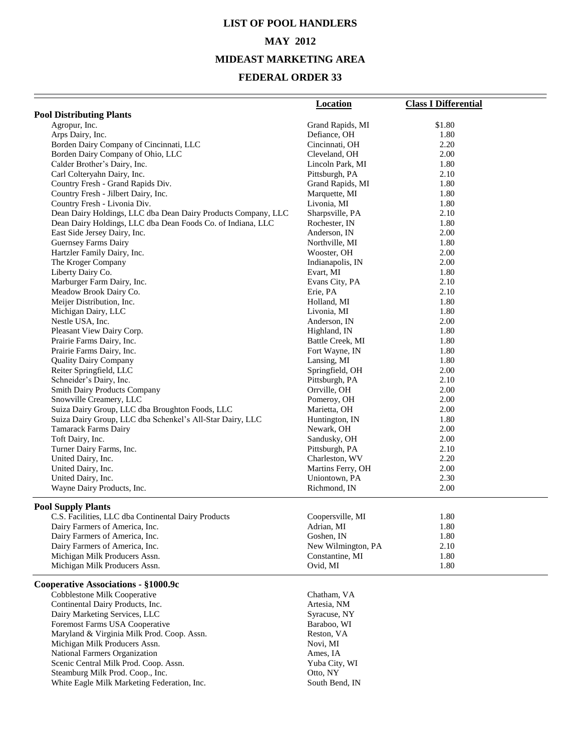# LIST OF POOL HANDLERS

## MAY 2012

## MIDEAST MARKETING AREA

## FEDERAL ORDER 33

| | Location | Class I Differential |
|---|---|---|
| **Pool Distributing Plants** | | |
| Agropur, Inc. | Grand Rapids, MI | $1.80 |
| Arps Dairy, Inc. | Defiance, OH | 1.80 |
| Borden Dairy Company of Cincinnati, LLC | Cincinnati, OH | 2.20 |
| Borden Dairy Company of Ohio, LLC | Cleveland, OH | 2.00 |
| Calder Brother's Dairy, Inc. | Lincoln Park, MI | 1.80 |
| Carl Colteryahn Dairy, Inc. | Pittsburgh, PA | 2.10 |
| Country Fresh - Grand Rapids Div. | Grand Rapids, MI | 1.80 |
| Country Fresh - Jilbert Dairy, Inc. | Marquette, MI | 1.80 |
| Country Fresh - Livonia Div. | Livonia, MI | 1.80 |
| Dean Dairy Holdings, LLC dba Dean Dairy Products Company, LLC | Sharpsville, PA | 2.10 |
| Dean Dairy Holdings, LLC dba Dean Foods Co. of Indiana, LLC | Rochester, IN | 1.80 |
| East Side Jersey Dairy, Inc. | Anderson, IN | 2.00 |
| Guernsey Farms Dairy | Northville, MI | 1.80 |
| Hartzler Family Dairy, Inc. | Wooster, OH | 2.00 |
| The Kroger Company | Indianapolis, IN | 2.00 |
| Liberty Dairy Co. | Evart, MI | 1.80 |
| Marburger Farm Dairy, Inc. | Evans City, PA | 2.10 |
| Meadow Brook Dairy Co. | Erie, PA | 2.10 |
| Meijer Distribution, Inc. | Holland, MI | 1.80 |
| Michigan Dairy, LLC | Livonia, MI | 1.80 |
| Nestle USA, Inc. | Anderson, IN | 2.00 |
| Pleasant View Dairy Corp. | Highland, IN | 1.80 |
| Prairie Farms Dairy, Inc. | Battle Creek, MI | 1.80 |
| Prairie Farms Dairy, Inc. | Fort Wayne, IN | 1.80 |
| Quality Dairy Company | Lansing, MI | 1.80 |
| Reiter Springfield, LLC | Springfield, OH | 2.00 |
| Schneider's Dairy, Inc. | Pittsburgh, PA | 2.10 |
| Smith Dairy Products Company | Orrville, OH | 2.00 |
| Snowville Creamery, LLC | Pomeroy, OH | 2.00 |
| Suiza Dairy Group, LLC dba Broughton Foods, LLC | Marietta, OH | 2.00 |
| Suiza Dairy Group, LLC dba Schenkel's All-Star Dairy, LLC | Huntington, IN | 1.80 |
| Tamarack Farms Dairy | Newark, OH | 2.00 |
| Toft Dairy, Inc. | Sandusky, OH | 2.00 |
| Turner Dairy Farms, Inc. | Pittsburgh, PA | 2.10 |
| United Dairy, Inc. | Charleston, WV | 2.20 |
| United Dairy, Inc. | Martins Ferry, OH | 2.00 |
| United Dairy, Inc. | Uniontown, PA | 2.30 |
| Wayne Dairy Products, Inc. | Richmond, IN | 2.00 |
| **Pool Supply Plants** | | |
| C.S. Facilities, LLC dba Continental Dairy Products | Coopersville, MI | 1.80 |
| Dairy Farmers of America, Inc. | Adrian, MI | 1.80 |
| Dairy Farmers of America, Inc. | Goshen, IN | 1.80 |
| Dairy Farmers of America, Inc. | New Wilmington, PA | 2.10 |
| Michigan Milk Producers Assn. | Constantine, MI | 1.80 |
| Michigan Milk Producers Assn. | Ovid, MI | 1.80 |
| **Cooperative Associations - §1000.9c** | | |
| Cobblestone Milk Cooperative | Chatham, VA | |
| Continental Dairy Products, Inc. | Artesia, NM | |
| Dairy Marketing Services, LLC | Syracuse, NY | |
| Foremost Farms USA Cooperative | Baraboo, WI | |
| Maryland & Virginia Milk Prod. Coop. Assn. | Reston, VA | |
| Michigan Milk Producers Assn. | Novi, MI | |
| National Farmers Organization | Ames, IA | |
| Scenic Central Milk Prod. Coop. Assn. | Yuba City, WI | |
| Steamburg Milk Prod. Coop., Inc. | Otto, NY | |
| White Eagle Milk Marketing Federation, Inc. | South Bend, IN | |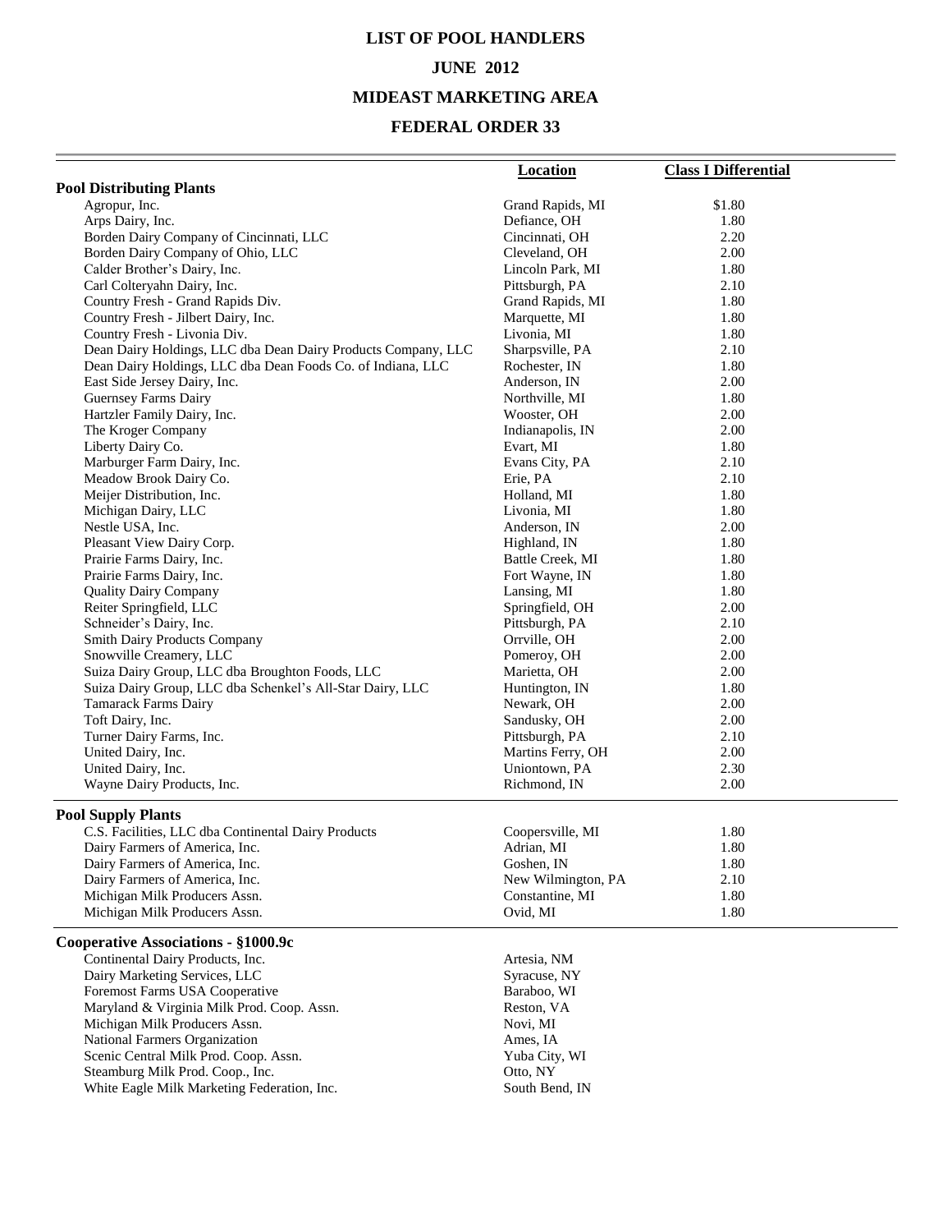# LIST OF POOL HANDLERS

## JUNE 2012

## MIDEAST MARKETING AREA

## FEDERAL ORDER 33

| | Location | Class I Differential |
|---|---|---|
| **Pool Distributing Plants** | | |
| Agropur, Inc. | Grand Rapids, MI | $1.80 |
| Arps Dairy, Inc. | Defiance, OH | 1.80 |
| Borden Dairy Company of Cincinnati, LLC | Cincinnati, OH | 2.20 |
| Borden Dairy Company of Ohio, LLC | Cleveland, OH | 2.00 |
| Calder Brother's Dairy, Inc. | Lincoln Park, MI | 1.80 |
| Carl Colteryahn Dairy, Inc. | Pittsburgh, PA | 2.10 |
| Country Fresh - Grand Rapids Div. | Grand Rapids, MI | 1.80 |
| Country Fresh - Jilbert Dairy, Inc. | Marquette, MI | 1.80 |
| Country Fresh - Livonia Div. | Livonia, MI | 1.80 |
| Dean Dairy Holdings, LLC dba Dean Dairy Products Company, LLC | Sharpsville, PA | 2.10 |
| Dean Dairy Holdings, LLC dba Dean Foods Co. of Indiana, LLC | Rochester, IN | 1.80 |
| East Side Jersey Dairy, Inc. | Anderson, IN | 2.00 |
| Guernsey Farms Dairy | Northville, MI | 1.80 |
| Hartzler Family Dairy, Inc. | Wooster, OH | 2.00 |
| The Kroger Company | Indianapolis, IN | 2.00 |
| Liberty Dairy Co. | Evart, MI | 1.80 |
| Marburger Farm Dairy, Inc. | Evans City, PA | 2.10 |
| Meadow Brook Dairy Co. | Erie, PA | 2.10 |
| Meijer Distribution, Inc. | Holland, MI | 1.80 |
| Michigan Dairy, LLC | Livonia, MI | 1.80 |
| Nestle USA, Inc. | Anderson, IN | 2.00 |
| Pleasant View Dairy Corp. | Highland, IN | 1.80 |
| Prairie Farms Dairy, Inc. | Battle Creek, MI | 1.80 |
| Prairie Farms Dairy, Inc. | Fort Wayne, IN | 1.80 |
| Quality Dairy Company | Lansing, MI | 1.80 |
| Reiter Springfield, LLC | Springfield, OH | 2.00 |
| Schneider's Dairy, Inc. | Pittsburgh, PA | 2.10 |
| Smith Dairy Products Company | Orrville, OH | 2.00 |
| Snowville Creamery, LLC | Pomeroy, OH | 2.00 |
| Suiza Dairy Group, LLC dba Broughton Foods, LLC | Marietta, OH | 2.00 |
| Suiza Dairy Group, LLC dba Schenkel's All-Star Dairy, LLC | Huntington, IN | 1.80 |
| Tamarack Farms Dairy | Newark, OH | 2.00 |
| Toft Dairy, Inc. | Sandusky, OH | 2.00 |
| Turner Dairy Farms, Inc. | Pittsburgh, PA | 2.10 |
| United Dairy, Inc. | Martins Ferry, OH | 2.00 |
| United Dairy, Inc. | Uniontown, PA | 2.30 |
| Wayne Dairy Products, Inc. | Richmond, IN | 2.00 |
| **Pool Supply Plants** | | |
| C.S. Facilities, LLC dba Continental Dairy Products | Coopersville, MI | 1.80 |
| Dairy Farmers of America, Inc. | Adrian, MI | 1.80 |
| Dairy Farmers of America, Inc. | Goshen, IN | 1.80 |
| Dairy Farmers of America, Inc. | New Wilmington, PA | 2.10 |
| Michigan Milk Producers Assn. | Constantine, MI | 1.80 |
| Michigan Milk Producers Assn. | Ovid, MI | 1.80 |
| **Cooperative Associations - §1000.9c** | | |
| Continental Dairy Products, Inc. | Artesia, NM | |
| Dairy Marketing Services, LLC | Syracuse, NY | |
| Foremost Farms USA Cooperative | Baraboo, WI | |
| Maryland & Virginia Milk Prod. Coop. Assn. | Reston, VA | |
| Michigan Milk Producers Assn. | Novi, MI | |
| National Farmers Organization | Ames, IA | |
| Scenic Central Milk Prod. Coop. Assn. | Yuba City, WI | |
| Steamburg Milk Prod. Coop., Inc. | Otto, NY | |
| White Eagle Milk Marketing Federation, Inc. | South Bend, IN | |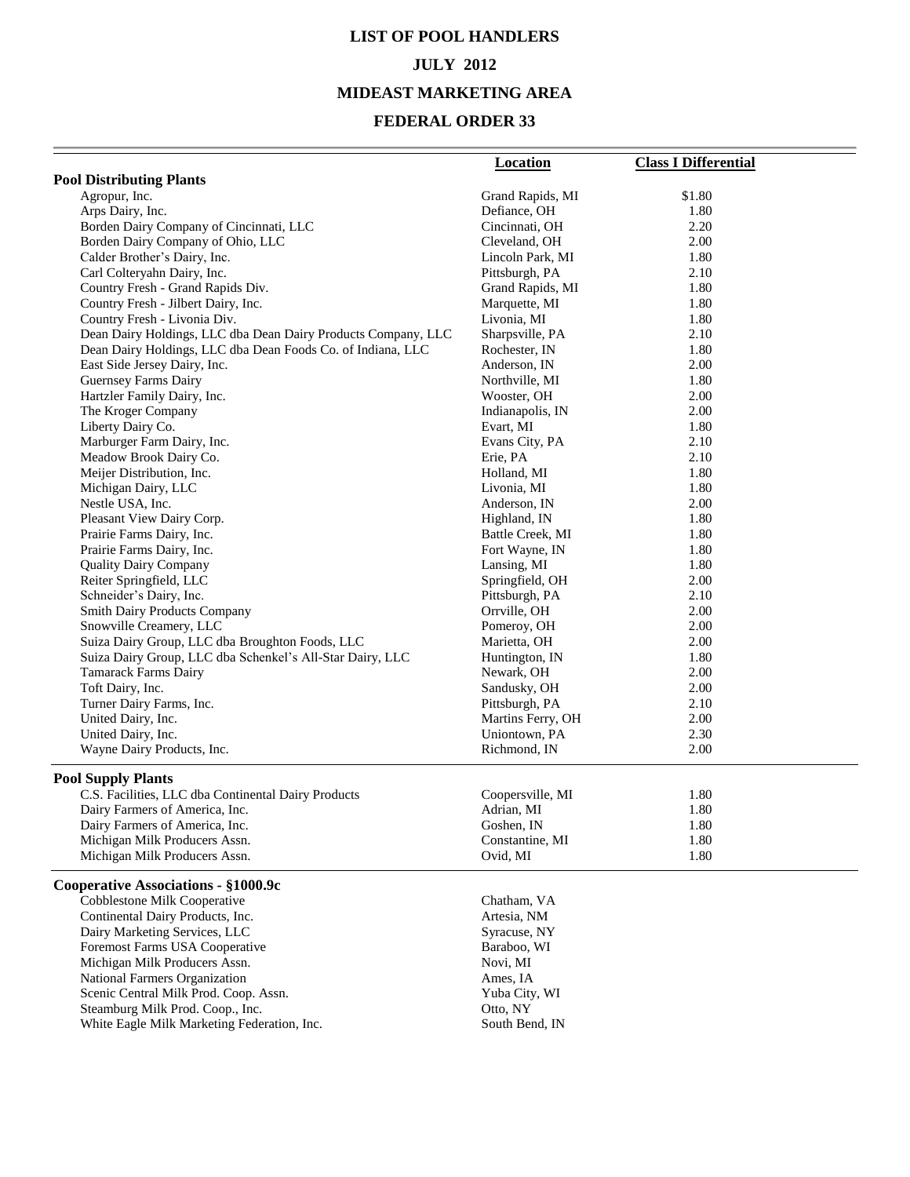# LIST OF POOL HANDLERS

## JULY 2012

## MIDEAST MARKETING AREA

## FEDERAL ORDER 33

| | Location | Class I Differential |
|---|---|---|
| **Pool Distributing Plants** | | |
| Agropur, Inc. | Grand Rapids, MI | $1.80 |
| Arps Dairy, Inc. | Defiance, OH | 1.80 |
| Borden Dairy Company of Cincinnati, LLC | Cincinnati, OH | 2.20 |
| Borden Dairy Company of Ohio, LLC | Cleveland, OH | 2.00 |
| Calder Brother's Dairy, Inc. | Lincoln Park, MI | 1.80 |
| Carl Colteryahn Dairy, Inc. | Pittsburgh, PA | 2.10 |
| Country Fresh - Grand Rapids Div. | Grand Rapids, MI | 1.80 |
| Country Fresh - Jilbert Dairy, Inc. | Marquette, MI | 1.80 |
| Country Fresh - Livonia Div. | Livonia, MI | 1.80 |
| Dean Dairy Holdings, LLC dba Dean Dairy Products Company, LLC | Sharpsville, PA | 2.10 |
| Dean Dairy Holdings, LLC dba Dean Foods Co. of Indiana, LLC | Rochester, IN | 1.80 |
| East Side Jersey Dairy, Inc. | Anderson, IN | 2.00 |
| Guernsey Farms Dairy | Northville, MI | 1.80 |
| Hartzler Family Dairy, Inc. | Wooster, OH | 2.00 |
| The Kroger Company | Indianapolis, IN | 2.00 |
| Liberty Dairy Co. | Evart, MI | 1.80 |
| Marburger Farm Dairy, Inc. | Evans City, PA | 2.10 |
| Meadow Brook Dairy Co. | Erie, PA | 2.10 |
| Meijer Distribution, Inc. | Holland, MI | 1.80 |
| Michigan Dairy, LLC | Livonia, MI | 1.80 |
| Nestle USA, Inc. | Anderson, IN | 2.00 |
| Pleasant View Dairy Corp. | Highland, IN | 1.80 |
| Prairie Farms Dairy, Inc. | Battle Creek, MI | 1.80 |
| Prairie Farms Dairy, Inc. | Fort Wayne, IN | 1.80 |
| Quality Dairy Company | Lansing, MI | 1.80 |
| Reiter Springfield, LLC | Springfield, OH | 2.00 |
| Schneider's Dairy, Inc. | Pittsburgh, PA | 2.10 |
| Smith Dairy Products Company | Orrville, OH | 2.00 |
| Snowville Creamery, LLC | Pomeroy, OH | 2.00 |
| Suiza Dairy Group, LLC dba Broughton Foods, LLC | Marietta, OH | 2.00 |
| Suiza Dairy Group, LLC dba Schenkel's All-Star Dairy, LLC | Huntington, IN | 1.80 |
| Tamarack Farms Dairy | Newark, OH | 2.00 |
| Toft Dairy, Inc. | Sandusky, OH | 2.00 |
| Turner Dairy Farms, Inc. | Pittsburgh, PA | 2.10 |
| United Dairy, Inc. | Martins Ferry, OH | 2.00 |
| United Dairy, Inc. | Uniontown, PA | 2.30 |
| Wayne Dairy Products, Inc. | Richmond, IN | 2.00 |
| **Pool Supply Plants** | | |
| C.S. Facilities, LLC dba Continental Dairy Products | Coopersville, MI | 1.80 |
| Dairy Farmers of America, Inc. | Adrian, MI | 1.80 |
| Dairy Farmers of America, Inc. | Goshen, IN | 1.80 |
| Michigan Milk Producers Assn. | Constantine, MI | 1.80 |
| Michigan Milk Producers Assn. | Ovid, MI | 1.80 |
| **Cooperative Associations - §1000.9c** | | |
| Cobblestone Milk Cooperative | Chatham, VA | |
| Continental Dairy Products, Inc. | Artesia, NM | |
| Dairy Marketing Services, LLC | Syracuse, NY | |
| Foremost Farms USA Cooperative | Baraboo, WI | |
| Michigan Milk Producers Assn. | Novi, MI | |
| National Farmers Organization | Ames, IA | |
| Scenic Central Milk Prod. Coop. Assn. | Yuba City, WI | |
| Steamburg Milk Prod. Coop., Inc. | Otto, NY | |
| White Eagle Milk Marketing Federation, Inc. | South Bend, IN | |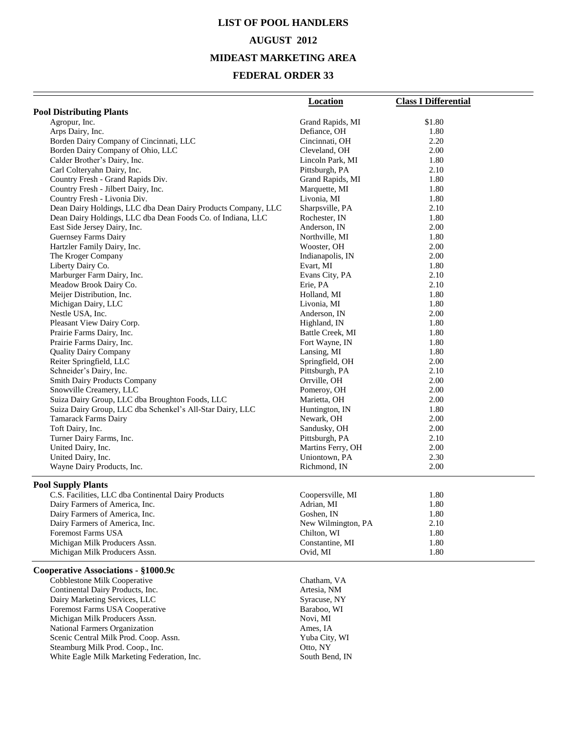# LIST OF POOL HANDLERS

## AUGUST 2012

## MIDEAST MARKETING AREA

## FEDERAL ORDER 33

| | Location | Class I Differential |
|---|---|---|
| **Pool Distributing Plants** | | |
| Agropur, Inc. | Grand Rapids, MI | $1.80 |
| Arps Dairy, Inc. | Defiance, OH | 1.80 |
| Borden Dairy Company of Cincinnati, LLC | Cincinnati, OH | 2.20 |
| Borden Dairy Company of Ohio, LLC | Cleveland, OH | 2.00 |
| Calder Brother's Dairy, Inc. | Lincoln Park, MI | 1.80 |
| Carl Colteryahn Dairy, Inc. | Pittsburgh, PA | 2.10 |
| Country Fresh - Grand Rapids Div. | Grand Rapids, MI | 1.80 |
| Country Fresh - Jilbert Dairy, Inc. | Marquette, MI | 1.80 |
| Country Fresh - Livonia Div. | Livonia, MI | 1.80 |
| Dean Dairy Holdings, LLC dba Dean Dairy Products Company, LLC | Sharpsville, PA | 2.10 |
| Dean Dairy Holdings, LLC dba Dean Foods Co. of Indiana, LLC | Rochester, IN | 1.80 |
| East Side Jersey Dairy, Inc. | Anderson, IN | 2.00 |
| Guernsey Farms Dairy | Northville, MI | 1.80 |
| Hartzler Family Dairy, Inc. | Wooster, OH | 2.00 |
| The Kroger Company | Indianapolis, IN | 2.00 |
| Liberty Dairy Co. | Evart, MI | 1.80 |
| Marburger Farm Dairy, Inc. | Evans City, PA | 2.10 |
| Meadow Brook Dairy Co. | Erie, PA | 2.10 |
| Meijer Distribution, Inc. | Holland, MI | 1.80 |
| Michigan Dairy, LLC | Livonia, MI | 1.80 |
| Nestle USA, Inc. | Anderson, IN | 2.00 |
| Pleasant View Dairy Corp. | Highland, IN | 1.80 |
| Prairie Farms Dairy, Inc. | Battle Creek, MI | 1.80 |
| Prairie Farms Dairy, Inc. | Fort Wayne, IN | 1.80 |
| Quality Dairy Company | Lansing, MI | 1.80 |
| Reiter Springfield, LLC | Springfield, OH | 2.00 |
| Schneider's Dairy, Inc. | Pittsburgh, PA | 2.10 |
| Smith Dairy Products Company | Orrville, OH | 2.00 |
| Snowville Creamery, LLC | Pomeroy, OH | 2.00 |
| Suiza Dairy Group, LLC dba Broughton Foods, LLC | Marietta, OH | 2.00 |
| Suiza Dairy Group, LLC dba Schenkel's All-Star Dairy, LLC | Huntington, IN | 1.80 |
| Tamarack Farms Dairy | Newark, OH | 2.00 |
| Toft Dairy, Inc. | Sandusky, OH | 2.00 |
| Turner Dairy Farms, Inc. | Pittsburgh, PA | 2.10 |
| United Dairy, Inc. | Martins Ferry, OH | 2.00 |
| United Dairy, Inc. | Uniontown, PA | 2.30 |
| Wayne Dairy Products, Inc. | Richmond, IN | 2.00 |
| **Pool Supply Plants** | | |
| C.S. Facilities, LLC dba Continental Dairy Products | Coopersville, MI | 1.80 |
| Dairy Farmers of America, Inc. | Adrian, MI | 1.80 |
| Dairy Farmers of America, Inc. | Goshen, IN | 1.80 |
| Dairy Farmers of America, Inc. | New Wilmington, PA | 2.10 |
| Foremost Farms USA | Chilton, WI | 1.80 |
| Michigan Milk Producers Assn. | Constantine, MI | 1.80 |
| Michigan Milk Producers Assn. | Ovid, MI | 1.80 |
| **Cooperative Associations - §1000.9c** | | |
| Cobblestone Milk Cooperative | Chatham, VA | |
| Continental Dairy Products, Inc. | Artesia, NM | |
| Dairy Marketing Services, LLC | Syracuse, NY | |
| Foremost Farms USA Cooperative | Baraboo, WI | |
| Michigan Milk Producers Assn. | Novi, MI | |
| National Farmers Organization | Ames, IA | |
| Scenic Central Milk Prod. Coop. Assn. | Yuba City, WI | |
| Steamburg Milk Prod. Coop., Inc. | Otto, NY | |
| White Eagle Milk Marketing Federation, Inc. | South Bend, IN | |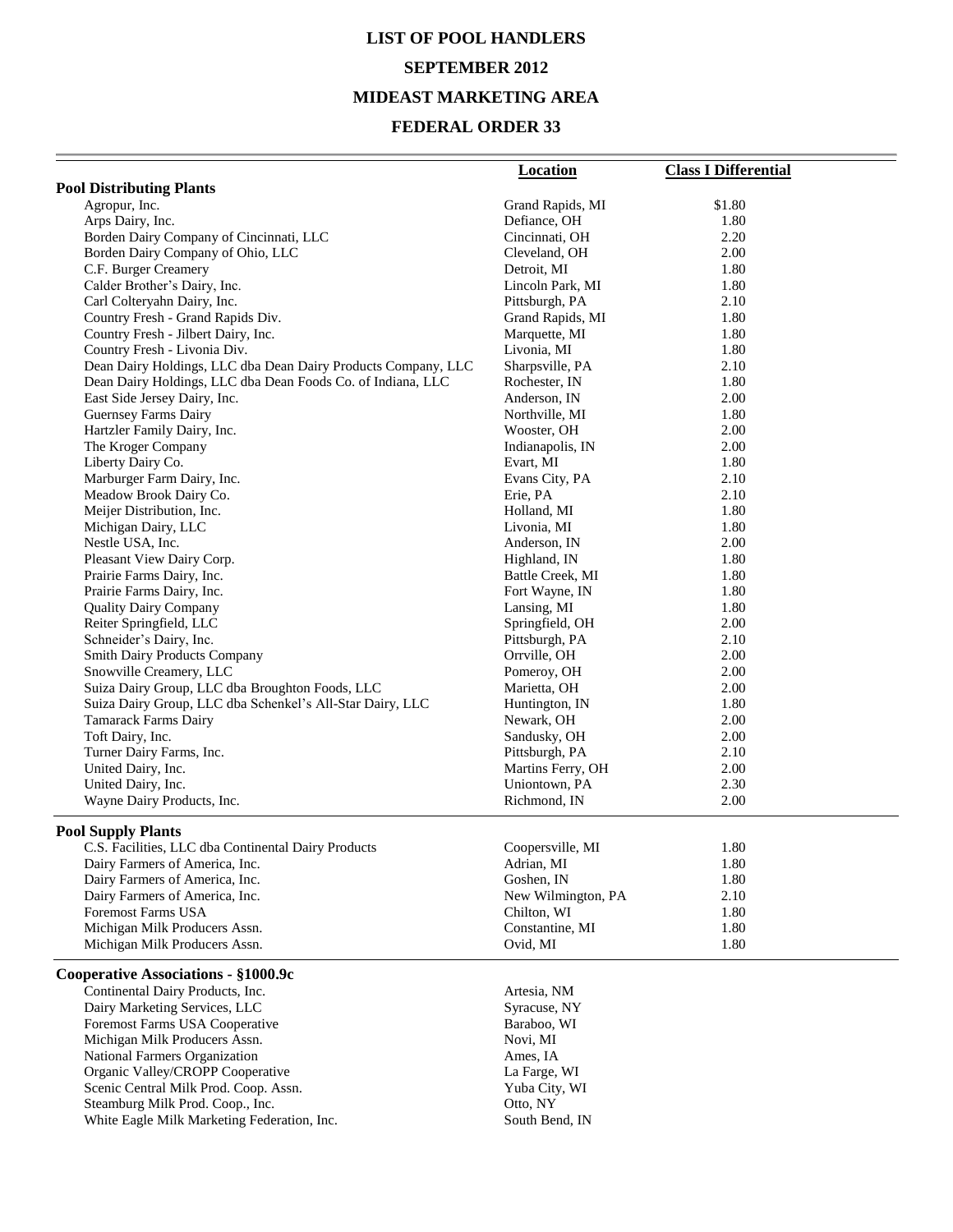# LIST OF POOL HANDLERS

## SEPTEMBER 2012

## MIDEAST MARKETING AREA

## FEDERAL ORDER 33

| | Location | Class I Differential |
|---|---|---|
| **Pool Distributing Plants** | | |
| Agropur, Inc. | Grand Rapids, MI | $1.80 |
| Arps Dairy, Inc. | Defiance, OH | 1.80 |
| Borden Dairy Company of Cincinnati, LLC | Cincinnati, OH | 2.20 |
| Borden Dairy Company of Ohio, LLC | Cleveland, OH | 2.00 |
| C.F. Burger Creamery | Detroit, MI | 1.80 |
| Calder Brother's Dairy, Inc. | Lincoln Park, MI | 1.80 |
| Carl Colteryahn Dairy, Inc. | Pittsburgh, PA | 2.10 |
| Country Fresh - Grand Rapids Div. | Grand Rapids, MI | 1.80 |
| Country Fresh - Jilbert Dairy, Inc. | Marquette, MI | 1.80 |
| Country Fresh - Livonia Div. | Livonia, MI | 1.80 |
| Dean Dairy Holdings, LLC dba Dean Dairy Products Company, LLC | Sharpsville, PA | 2.10 |
| Dean Dairy Holdings, LLC dba Dean Foods Co. of Indiana, LLC | Rochester, IN | 1.80 |
| East Side Jersey Dairy, Inc. | Anderson, IN | 2.00 |
| Guernsey Farms Dairy | Northville, MI | 1.80 |
| Hartzler Family Dairy, Inc. | Wooster, OH | 2.00 |
| The Kroger Company | Indianapolis, IN | 2.00 |
| Liberty Dairy Co. | Evart, MI | 1.80 |
| Marburger Farm Dairy, Inc. | Evans City, PA | 2.10 |
| Meadow Brook Dairy Co. | Erie, PA | 2.10 |
| Meijer Distribution, Inc. | Holland, MI | 1.80 |
| Michigan Dairy, LLC | Livonia, MI | 1.80 |
| Nestle USA, Inc. | Anderson, IN | 2.00 |
| Pleasant View Dairy Corp. | Highland, IN | 1.80 |
| Prairie Farms Dairy, Inc. | Battle Creek, MI | 1.80 |
| Prairie Farms Dairy, Inc. | Fort Wayne, IN | 1.80 |
| Quality Dairy Company | Lansing, MI | 1.80 |
| Reiter Springfield, LLC | Springfield, OH | 2.00 |
| Schneider's Dairy, Inc. | Pittsburgh, PA | 2.10 |
| Smith Dairy Products Company | Orrville, OH | 2.00 |
| Snowville Creamery, LLC | Pomeroy, OH | 2.00 |
| Suiza Dairy Group, LLC dba Broughton Foods, LLC | Marietta, OH | 2.00 |
| Suiza Dairy Group, LLC dba Schenkel's All-Star Dairy, LLC | Huntington, IN | 1.80 |
| Tamarack Farms Dairy | Newark, OH | 2.00 |
| Toft Dairy, Inc. | Sandusky, OH | 2.00 |
| Turner Dairy Farms, Inc. | Pittsburgh, PA | 2.10 |
| United Dairy, Inc. | Martins Ferry, OH | 2.00 |
| United Dairy, Inc. | Uniontown, PA | 2.30 |
| Wayne Dairy Products, Inc. | Richmond, IN | 2.00 |
| **Pool Supply Plants** | | |
| C.S. Facilities, LLC dba Continental Dairy Products | Coopersville, MI | 1.80 |
| Dairy Farmers of America, Inc. | Adrian, MI | 1.80 |
| Dairy Farmers of America, Inc. | Goshen, IN | 1.80 |
| Dairy Farmers of America, Inc. | New Wilmington, PA | 2.10 |
| Foremost Farms USA | Chilton, WI | 1.80 |
| Michigan Milk Producers Assn. | Constantine, MI | 1.80 |
| Michigan Milk Producers Assn. | Ovid, MI | 1.80 |
| **Cooperative Associations - §1000.9c** | | |
| Continental Dairy Products, Inc. | Artesia, NM | |
| Dairy Marketing Services, LLC | Syracuse, NY | |
| Foremost Farms USA Cooperative | Baraboo, WI | |
| Michigan Milk Producers Assn. | Novi, MI | |
| National Farmers Organization | Ames, IA | |
| Organic Valley/CROPP Cooperative | La Farge, WI | |
| Scenic Central Milk Prod. Coop. Assn. | Yuba City, WI | |
| Steamburg Milk Prod. Coop., Inc. | Otto, NY | |
| White Eagle Milk Marketing Federation, Inc. | South Bend, IN | |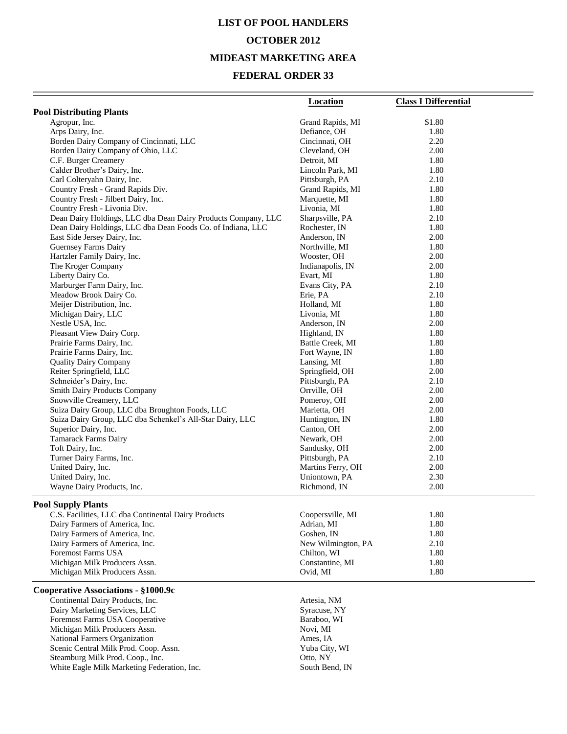# LIST OF POOL HANDLERS

## OCTOBER 2012

## MIDEAST MARKETING AREA

## FEDERAL ORDER 33

| | Location | Class I Differential |
|---|---|---|
| **Pool Distributing Plants** | | |
| Agropur, Inc. | Grand Rapids, MI | $1.80 |
| Arps Dairy, Inc. | Defiance, OH | 1.80 |
| Borden Dairy Company of Cincinnati, LLC | Cincinnati, OH | 2.20 |
| Borden Dairy Company of Ohio, LLC | Cleveland, OH | 2.00 |
| C.F. Burger Creamery | Detroit, MI | 1.80 |
| Calder Brother's Dairy, Inc. | Lincoln Park, MI | 1.80 |
| Carl Colteryahn Dairy, Inc. | Pittsburgh, PA | 2.10 |
| Country Fresh - Grand Rapids Div. | Grand Rapids, MI | 1.80 |
| Country Fresh - Jilbert Dairy, Inc. | Marquette, MI | 1.80 |
| Country Fresh - Livonia Div. | Livonia, MI | 1.80 |
| Dean Dairy Holdings, LLC dba Dean Dairy Products Company, LLC | Sharpsville, PA | 2.10 |
| Dean Dairy Holdings, LLC dba Dean Foods Co. of Indiana, LLC | Rochester, IN | 1.80 |
| East Side Jersey Dairy, Inc. | Anderson, IN | 2.00 |
| Guernsey Farms Dairy | Northville, MI | 1.80 |
| Hartzler Family Dairy, Inc. | Wooster, OH | 2.00 |
| The Kroger Company | Indianapolis, IN | 2.00 |
| Liberty Dairy Co. | Evart, MI | 1.80 |
| Marburger Farm Dairy, Inc. | Evans City, PA | 2.10 |
| Meadow Brook Dairy Co. | Erie, PA | 2.10 |
| Meijer Distribution, Inc. | Holland, MI | 1.80 |
| Michigan Dairy, LLC | Livonia, MI | 1.80 |
| Nestle USA, Inc. | Anderson, IN | 2.00 |
| Pleasant View Dairy Corp. | Highland, IN | 1.80 |
| Prairie Farms Dairy, Inc. | Battle Creek, MI | 1.80 |
| Prairie Farms Dairy, Inc. | Fort Wayne, IN | 1.80 |
| Quality Dairy Company | Lansing, MI | 1.80 |
| Reiter Springfield, LLC | Springfield, OH | 2.00 |
| Schneider's Dairy, Inc. | Pittsburgh, PA | 2.10 |
| Smith Dairy Products Company | Orrville, OH | 2.00 |
| Snowville Creamery, LLC | Pomeroy, OH | 2.00 |
| Suiza Dairy Group, LLC dba Broughton Foods, LLC | Marietta, OH | 2.00 |
| Suiza Dairy Group, LLC dba Schenkel's All-Star Dairy, LLC | Huntington, IN | 1.80 |
| Superior Dairy, Inc. | Canton, OH | 2.00 |
| Tamarack Farms Dairy | Newark, OH | 2.00 |
| Toft Dairy, Inc. | Sandusky, OH | 2.00 |
| Turner Dairy Farms, Inc. | Pittsburgh, PA | 2.10 |
| United Dairy, Inc. | Martins Ferry, OH | 2.00 |
| United Dairy, Inc. | Uniontown, PA | 2.30 |
| Wayne Dairy Products, Inc. | Richmond, IN | 2.00 |
| **Pool Supply Plants** | | |
| C.S. Facilities, LLC dba Continental Dairy Products | Coopersville, MI | 1.80 |
| Dairy Farmers of America, Inc. | Adrian, MI | 1.80 |
| Dairy Farmers of America, Inc. | Goshen, IN | 1.80 |
| Dairy Farmers of America, Inc. | New Wilmington, PA | 2.10 |
| Foremost Farms USA | Chilton, WI | 1.80 |
| Michigan Milk Producers Assn. | Constantine, MI | 1.80 |
| Michigan Milk Producers Assn. | Ovid, MI | 1.80 |
| **Cooperative Associations - §1000.9c** | | |
| Continental Dairy Products, Inc. | Artesia, NM | |
| Dairy Marketing Services, LLC | Syracuse, NY | |
| Foremost Farms USA Cooperative | Baraboo, WI | |
| Michigan Milk Producers Assn. | Novi, MI | |
| National Farmers Organization | Ames, IA | |
| Scenic Central Milk Prod. Coop. Assn. | Yuba City, WI | |
| Steamburg Milk Prod. Coop., Inc. | Otto, NY | |
| White Eagle Milk Marketing Federation, Inc. | South Bend, IN | |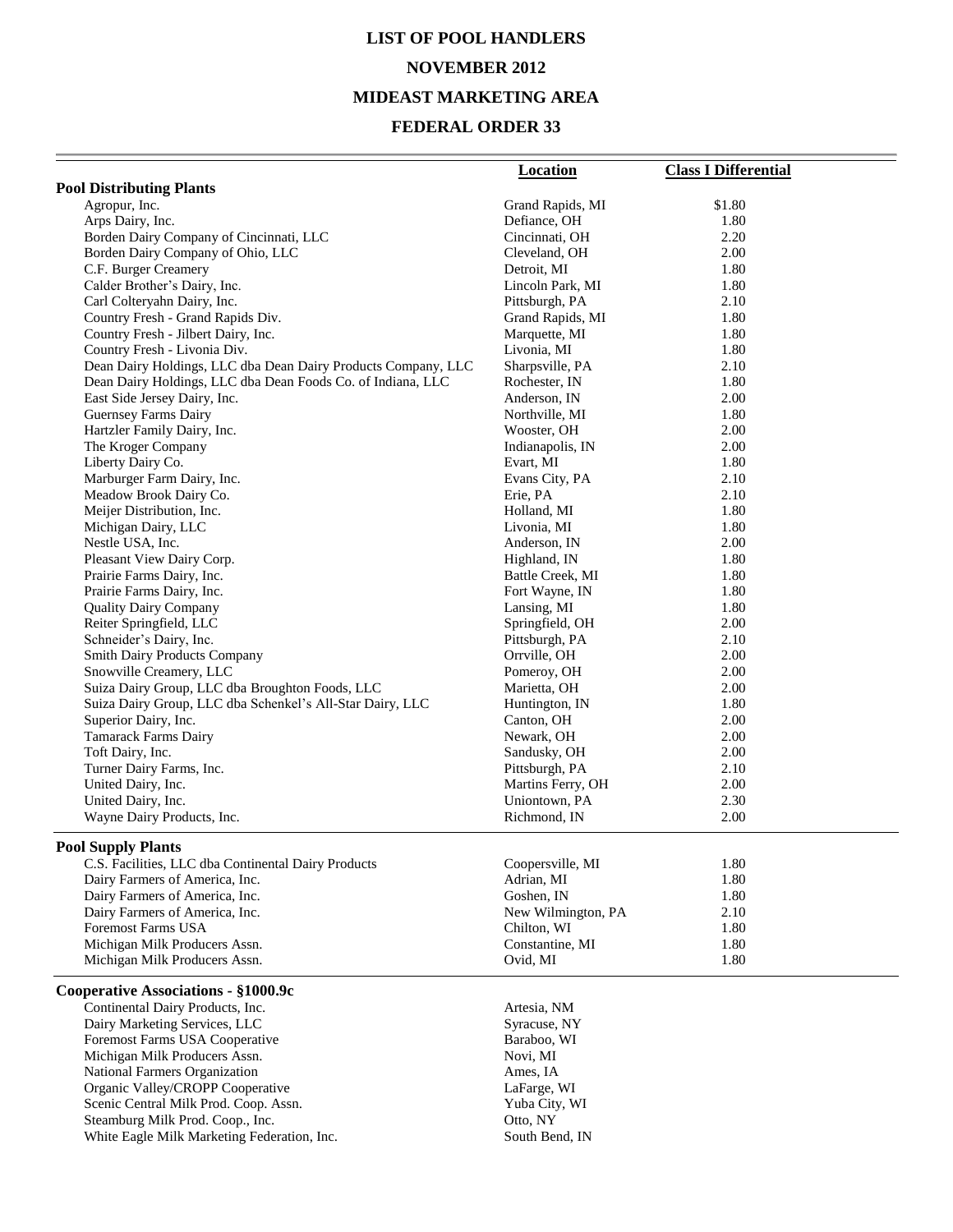# LIST OF POOL HANDLERS

## NOVEMBER 2012

## MIDEAST MARKETING AREA

## FEDERAL ORDER 33

| | Location | Class I Differential |
|---|---|---|
| **Pool Distributing Plants** | | |
| Agropur, Inc. | Grand Rapids, MI | $1.80 |
| Arps Dairy, Inc. | Defiance, OH | 1.80 |
| Borden Dairy Company of Cincinnati, LLC | Cincinnati, OH | 2.20 |
| Borden Dairy Company of Ohio, LLC | Cleveland, OH | 2.00 |
| C.F. Burger Creamery | Detroit, MI | 1.80 |
| Calder Brother's Dairy, Inc. | Lincoln Park, MI | 1.80 |
| Carl Colteryahn Dairy, Inc. | Pittsburgh, PA | 2.10 |
| Country Fresh - Grand Rapids Div. | Grand Rapids, MI | 1.80 |
| Country Fresh - Jilbert Dairy, Inc. | Marquette, MI | 1.80 |
| Country Fresh - Livonia Div. | Livonia, MI | 1.80 |
| Dean Dairy Holdings, LLC dba Dean Dairy Products Company, LLC | Sharpsville, PA | 2.10 |
| Dean Dairy Holdings, LLC dba Dean Foods Co. of Indiana, LLC | Rochester, IN | 1.80 |
| East Side Jersey Dairy, Inc. | Anderson, IN | 2.00 |
| Guernsey Farms Dairy | Northville, MI | 1.80 |
| Hartzler Family Dairy, Inc. | Wooster, OH | 2.00 |
| The Kroger Company | Indianapolis, IN | 2.00 |
| Liberty Dairy Co. | Evart, MI | 1.80 |
| Marburger Farm Dairy, Inc. | Evans City, PA | 2.10 |
| Meadow Brook Dairy Co. | Erie, PA | 2.10 |
| Meijer Distribution, Inc. | Holland, MI | 1.80 |
| Michigan Dairy, LLC | Livonia, MI | 1.80 |
| Nestle USA, Inc. | Anderson, IN | 2.00 |
| Pleasant View Dairy Corp. | Highland, IN | 1.80 |
| Prairie Farms Dairy, Inc. | Battle Creek, MI | 1.80 |
| Prairie Farms Dairy, Inc. | Fort Wayne, IN | 1.80 |
| Quality Dairy Company | Lansing, MI | 1.80 |
| Reiter Springfield, LLC | Springfield, OH | 2.00 |
| Schneider's Dairy, Inc. | Pittsburgh, PA | 2.10 |
| Smith Dairy Products Company | Orrville, OH | 2.00 |
| Snowville Creamery, LLC | Pomeroy, OH | 2.00 |
| Suiza Dairy Group, LLC dba Broughton Foods, LLC | Marietta, OH | 2.00 |
| Suiza Dairy Group, LLC dba Schenkel's All-Star Dairy, LLC | Huntington, IN | 1.80 |
| Superior Dairy, Inc. | Canton, OH | 2.00 |
| Tamarack Farms Dairy | Newark, OH | 2.00 |
| Toft Dairy, Inc. | Sandusky, OH | 2.00 |
| Turner Dairy Farms, Inc. | Pittsburgh, PA | 2.10 |
| United Dairy, Inc. | Martins Ferry, OH | 2.00 |
| United Dairy, Inc. | Uniontown, PA | 2.30 |
| Wayne Dairy Products, Inc. | Richmond, IN | 2.00 |
| **Pool Supply Plants** | | |
| C.S. Facilities, LLC dba Continental Dairy Products | Coopersville, MI | 1.80 |
| Dairy Farmers of America, Inc. | Adrian, MI | 1.80 |
| Dairy Farmers of America, Inc. | Goshen, IN | 1.80 |
| Dairy Farmers of America, Inc. | New Wilmington, PA | 2.10 |
| Foremost Farms USA | Chilton, WI | 1.80 |
| Michigan Milk Producers Assn. | Constantine, MI | 1.80 |
| Michigan Milk Producers Assn. | Ovid, MI | 1.80 |
| **Cooperative Associations - §1000.9c** | | |
| Continental Dairy Products, Inc. | Artesia, NM | |
| Dairy Marketing Services, LLC | Syracuse, NY | |
| Foremost Farms USA Cooperative | Baraboo, WI | |
| Michigan Milk Producers Assn. | Novi, MI | |
| National Farmers Organization | Ames, IA | |
| Organic Valley/CROPP Cooperative | LaFarge, WI | |
| Scenic Central Milk Prod. Coop. Assn. | Yuba City, WI | |
| Steamburg Milk Prod. Coop., Inc. | Otto, NY | |
| White Eagle Milk Marketing Federation, Inc. | South Bend, IN | |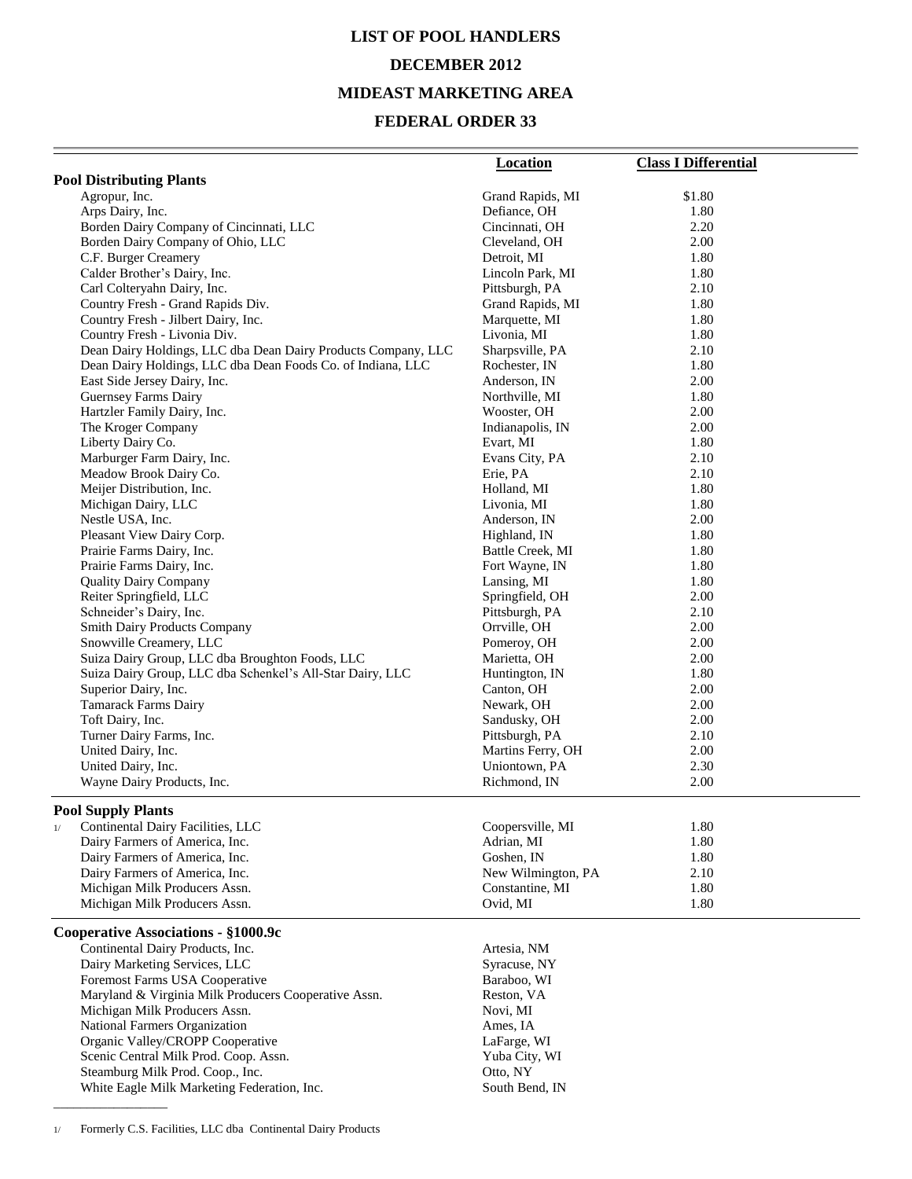# LIST OF POOL HANDLERS

## DECEMBER 2012

## MIDEAST MARKETING AREA

## FEDERAL ORDER 33

| | Location | Class I Differential |
|---|---|---|
| **Pool Distributing Plants** | | |
| Agropur, Inc. | Grand Rapids, MI | $1.80 |
| Arps Dairy, Inc. | Defiance, OH | 1.80 |
| Borden Dairy Company of Cincinnati, LLC | Cincinnati, OH | 2.20 |
| Borden Dairy Company of Ohio, LLC | Cleveland, OH | 2.00 |
| C.F. Burger Creamery | Detroit, MI | 1.80 |
| Calder Brother's Dairy, Inc. | Lincoln Park, MI | 1.80 |
| Carl Colteryahn Dairy, Inc. | Pittsburgh, PA | 2.10 |
| Country Fresh - Grand Rapids Div. | Grand Rapids, MI | 1.80 |
| Country Fresh - Jilbert Dairy, Inc. | Marquette, MI | 1.80 |
| Country Fresh - Livonia Div. | Livonia, MI | 1.80 |
| Dean Dairy Holdings, LLC dba Dean Dairy Products Company, LLC | Sharpsville, PA | 2.10 |
| Dean Dairy Holdings, LLC dba Dean Foods Co. of Indiana, LLC | Rochester, IN | 1.80 |
| East Side Jersey Dairy, Inc. | Anderson, IN | 2.00 |
| Guernsey Farms Dairy | Northville, MI | 1.80 |
| Hartzler Family Dairy, Inc. | Wooster, OH | 2.00 |
| The Kroger Company | Indianapolis, IN | 2.00 |
| Liberty Dairy Co. | Evart, MI | 1.80 |
| Marburger Farm Dairy, Inc. | Evans City, PA | 2.10 |
| Meadow Brook Dairy Co. | Erie, PA | 2.10 |
| Meijer Distribution, Inc. | Holland, MI | 1.80 |
| Michigan Dairy, LLC | Livonia, MI | 1.80 |
| Nestle USA, Inc. | Anderson, IN | 2.00 |
| Pleasant View Dairy Corp. | Highland, IN | 1.80 |
| Prairie Farms Dairy, Inc. | Battle Creek, MI | 1.80 |
| Prairie Farms Dairy, Inc. | Fort Wayne, IN | 1.80 |
| Quality Dairy Company | Lansing, MI | 1.80 |
| Reiter Springfield, LLC | Springfield, OH | 2.00 |
| Schneider's Dairy, Inc. | Pittsburgh, PA | 2.10 |
| Smith Dairy Products Company | Orrville, OH | 2.00 |
| Snowville Creamery, LLC | Pomeroy, OH | 2.00 |
| Suiza Dairy Group, LLC dba Broughton Foods, LLC | Marietta, OH | 2.00 |
| Suiza Dairy Group, LLC dba Schenkel's All-Star Dairy, LLC | Huntington, IN | 1.80 |
| Superior Dairy, Inc. | Canton, OH | 2.00 |
| Tamarack Farms Dairy | Newark, OH | 2.00 |
| Toft Dairy, Inc. | Sandusky, OH | 2.00 |
| Turner Dairy Farms, Inc. | Pittsburgh, PA | 2.10 |
| United Dairy, Inc. | Martins Ferry, OH | 2.00 |
| United Dairy, Inc. | Uniontown, PA | 2.30 |
| Wayne Dairy Products, Inc. | Richmond, IN | 2.00 |
| **Pool Supply Plants** | | |
| 1/ Continental Dairy Facilities, LLC | Coopersville, MI | 1.80 |
| Dairy Farmers of America, Inc. | Adrian, MI | 1.80 |
| Dairy Farmers of America, Inc. | Goshen, IN | 1.80 |
| Dairy Farmers of America, Inc. | New Wilmington, PA | 2.10 |
| Michigan Milk Producers Assn. | Constantine, MI | 1.80 |
| Michigan Milk Producers Assn. | Ovid, MI | 1.80 |
| **Cooperative Associations - §1000.9c** | | |
| Continental Dairy Products, Inc. | Artesia, NM | |
| Dairy Marketing Services, LLC | Syracuse, NY | |
| Foremost Farms USA Cooperative | Baraboo, WI | |
| Maryland & Virginia Milk Producers Cooperative Assn. | Reston, VA | |
| Michigan Milk Producers Assn. | Novi, MI | |
| National Farmers Organization | Ames, IA | |
| Organic Valley/CROPP Cooperative | LaFarge, WI | |
| Scenic Central Milk Prod. Coop. Assn. | Yuba City, WI | |
| Steamburg Milk Prod. Coop., Inc. | Otto, NY | |
| White Eagle Milk Marketing Federation, Inc. | South Bend, IN | |

1/ Formerly C.S. Facilities, LLC dba Continental Dairy Products